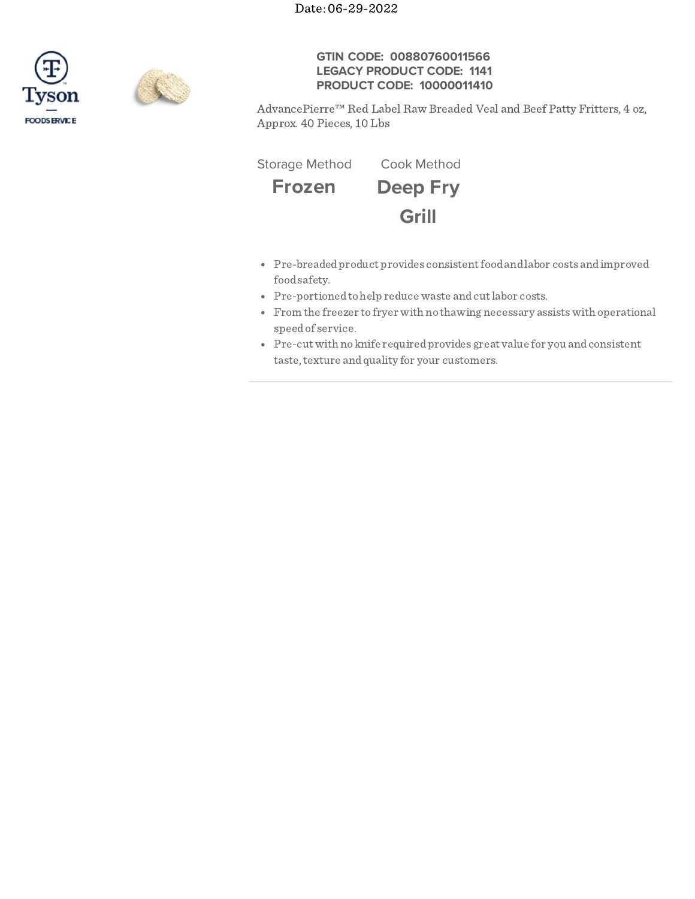Date: 06-29-2022

Tyson
FOODSERVICE

**GTIN CODE: 00880760011566**
**LEGACY PRODUCT CODE: 1141**
**PRODUCT CODE: 10000011410**

AdvancePierre™ Red Label Raw Breaded Veal and Beef Patty Fritters, 4 oz, Approx. 40 Pieces, 10 Lbs

| Storage Method | Cook Method |
|---|---|
| **Frozen** | **Deep Fry** |
| | **Grill** |

- Pre-breaded product provides consistent food and labor costs and improved food safety.
- Pre-portioned to help reduce waste and cut labor costs.
- From the freezer to fryer with no thawing necessary assists with operational speed of service.
- Pre-cut with no knife required provides great value for you and consistent taste, texture and quality for your customers.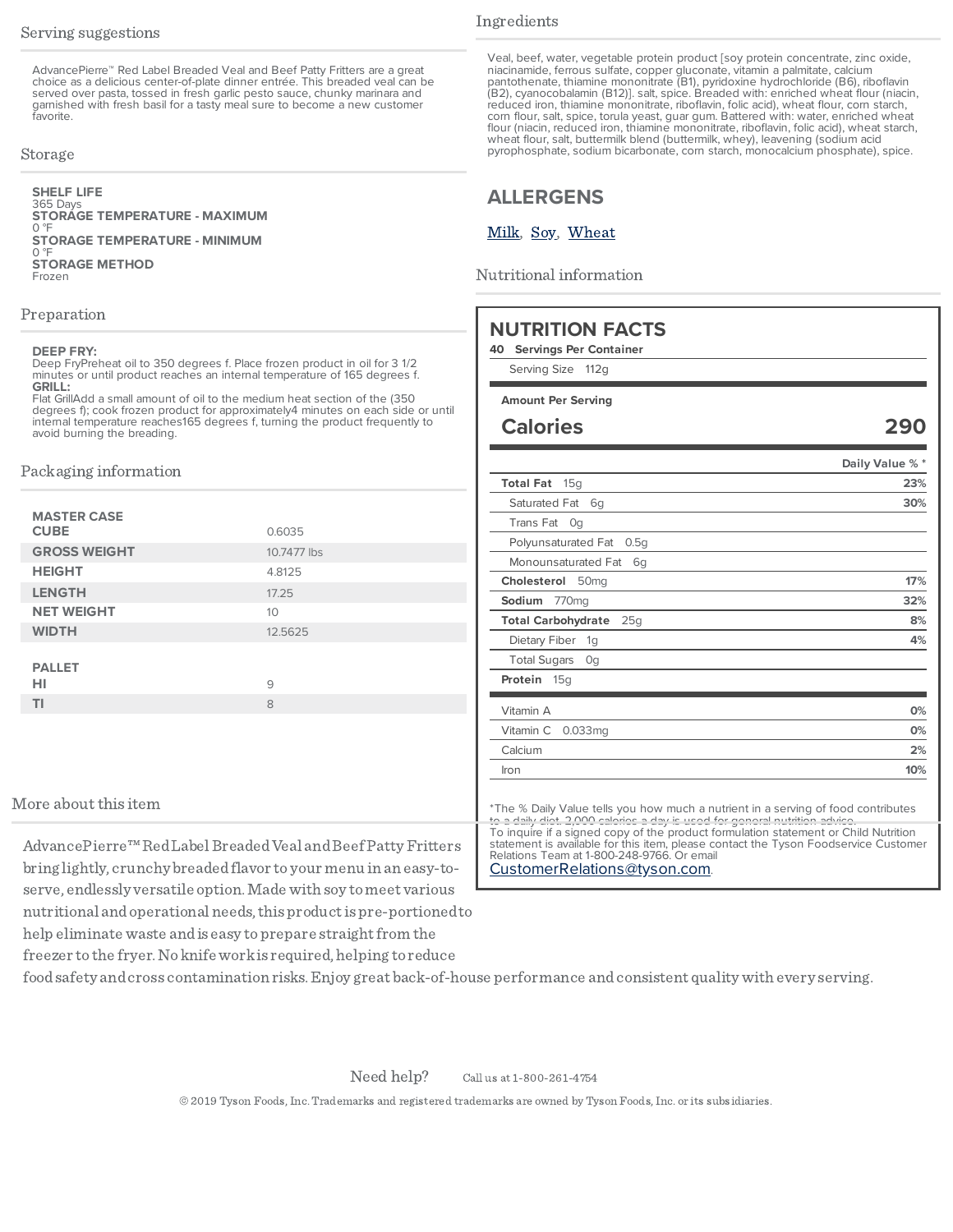## Serving suggestions

AdvancePierre™ Red Label Breaded Veal and Beef Patty Fritters are a great choice as a delicious center-of-plate dinner entrée. This breaded veal can be served over pasta, tossed in fresh garlic pesto sauce, chunky marinara and garnished with fresh basil for a tasty meal sure to become a new customer favorite.

## Storage

**SHELF LIFE**
365 Days
**STORAGE TEMPERATURE - MAXIMUM**
0 °F
**STORAGE TEMPERATURE - MINIMUM**
0 °F
**STORAGE METHOD**
Frozen

## Preparation

**DEEP FRY:**
Deep FryPreheat oil to 350 degrees f. Place frozen product in oil for 3 1/2 minutes or until product reaches an internal temperature of 165 degrees f.
**GRILL:**
Flat GrillAdd a small amount of oil to the medium heat section of the (350 degrees f); cook frozen product for approximately4 minutes on each side or until internal temperature reaches165 degrees f, turning the product frequently to avoid burning the breading.

## Packaging information

| | |
|---|---|
| **MASTER CASE** | |
| **CUBE** | 0.6035 |
| **GROSS WEIGHT** | 10.7477 lbs |
| **HEIGHT** | 4.8125 |
| **LENGTH** | 17.25 |
| **NET WEIGHT** | 10 |
| **WIDTH** | 12.5625 |
| **PALLET** | |
| **HI** | 9 |
| **TI** | 8 |

## Ingredients

Veal, beef, water, vegetable protein product [soy protein concentrate, zinc oxide, niacinamide, ferrous sulfate, copper gluconate, vitamin a palmitate, calcium pantothenate, thiamine mononitrate (B1), pyridoxine hydrochloride (B6), riboflavin (B2), cyanocobalamin (B12)]. salt, spice. Breaded with: enriched wheat flour (niacin, reduced iron, thiamine mononitrate, riboflavin, folic acid), wheat flour, corn starch, corn flour, salt, spice, torula yeast, guar gum. Battered with: water, enriched wheat flour (niacin, reduced iron, thiamine mononitrate, riboflavin, folic acid), wheat starch, wheat flour, salt, buttermilk blend (buttermilk, whey), leavening (sodium acid pyrophosphate, sodium bicarbonate, corn starch, monocalcium phosphate), spice.

### ALLERGENS

Milk, Soy, Wheat

## Nutritional information

### NUTRITION FACTS

**40 Servings Per Container**

Serving Size 112g

**Amount Per Serving**

**Calories 290**

| | Daily Value % * |
|---|---|
| **Total Fat** 15g | **23%** |
| Saturated Fat 6g | **30%** |
| Trans Fat 0g | |
| Polyunsaturated Fat 0.5g | |
| Monounsaturated Fat 6g | |
| **Cholesterol** 50mg | **17%** |
| **Sodium** 770mg | **32%** |
| **Total Carbohydrate** 25g | **8%** |
| Dietary Fiber 1g | **4%** |
| Total Sugars 0g | |
| **Protein** 15g | |
| Vitamin A | **0%** |
| Vitamin C 0.033mg | **0%** |
| Calcium | **2%** |
| Iron | **10%** |

*The % Daily Value tells you how much a nutrient in a serving of food contributes to a daily diet. 2,000 calories a day is used for general nutrition advice.
To inquire if a signed copy of the product formulation statement or Child Nutrition statement is available for this item, please contact the Tyson Foodservice Customer Relations Team at 1-800-248-9766. Or email CustomerRelations@tyson.com.

## More about this item

AdvancePierre™ Red Label Breaded Veal and Beef Patty Fritters bring lightly, crunchy breaded flavor to your menu in an easy-to-serve, endlessly versatile option. Made with soy to meet various nutritional and operational needs, this product is pre-portioned to help eliminate waste and is easy to prepare straight from the freezer to the fryer. No knife work is required, helping to reduce food safety and cross contamination risks. Enjoy great back-of-house performance and consistent quality with every serving.

Need help? Call us at 1-800-261-4754

© 2019 Tyson Foods, Inc. Trademarks and registered trademarks are owned by Tyson Foods, Inc. or its subsidiaries.